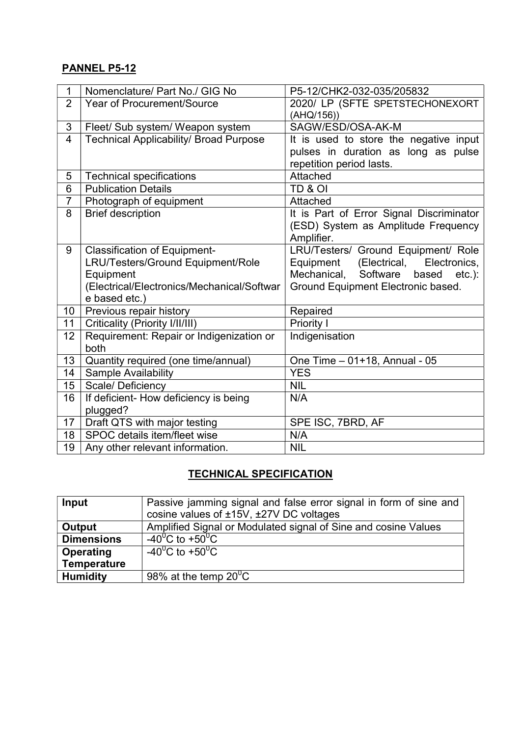**PANNEL P5-12**

| 1 | Nomenclature/ Part No./ GIG No | P5-12/CHK2-032-035/205832 |
|---|---|---|
| 2 | Year of Procurement/Source | 2020/ LP (SFTE SPETSTECHONEXORT (AHQ/156)) |
| 3 | Fleet/ Sub system/ Weapon system | SAGW/ESD/OSA-AK-M |
| 4 | Technical Applicability/ Broad Purpose | It is used to store the negative input pulses in duration as long as pulse repetition period lasts. |
| 5 | Technical specifications | Attached |
| 6 | Publication Details | TD & OI |
| 7 | Photograph of equipment | Attached |
| 8 | Brief description | It is Part of Error Signal Discriminator (ESD) System as Amplitude Frequency Amplifier. |
| 9 | Classification of Equipment- LRU/Testers/Ground Equipment/Role Equipment (Electrical/Electronics/Mechanical/Software based etc.) | LRU/Testers/ Ground Equipment/ Role Equipment (Electrical, Electronics, Mechanical, Software based etc.): Ground Equipment Electronic based. |
| 10 | Previous repair history | Repaired |
| 11 | Criticality (Priority I/II/III) | Priority I |
| 12 | Requirement: Repair or Indigenization or both | Indigenisation |
| 13 | Quantity required (one time/annual) | One Time – 01+18, Annual - 05 |
| 14 | Sample Availability | YES |
| 15 | Scale/ Deficiency | NIL |
| 16 | If deficient- How deficiency is being plugged? | N/A |
| 17 | Draft QTS with major testing | SPE ISC, 7BRD, AF |
| 18 | SPOC details item/fleet wise | N/A |
| 19 | Any other relevant information. | NIL |

**TECHNICAL SPECIFICATION**

| **Input** | Passive jamming signal and false error signal in form of sine and cosine values of ±15V, ±27V DC voltages |
|---|---|
| **Output** | Amplified Signal or Modulated signal of Sine and cosine Values |
| **Dimensions** | -40$^{0}$C to +50$^{0}$C |
| **Operating Temperature** | -40$^{0}$C to +50$^{0}$C |
| **Humidity** | 98% at the temp 20$^{0}$C |